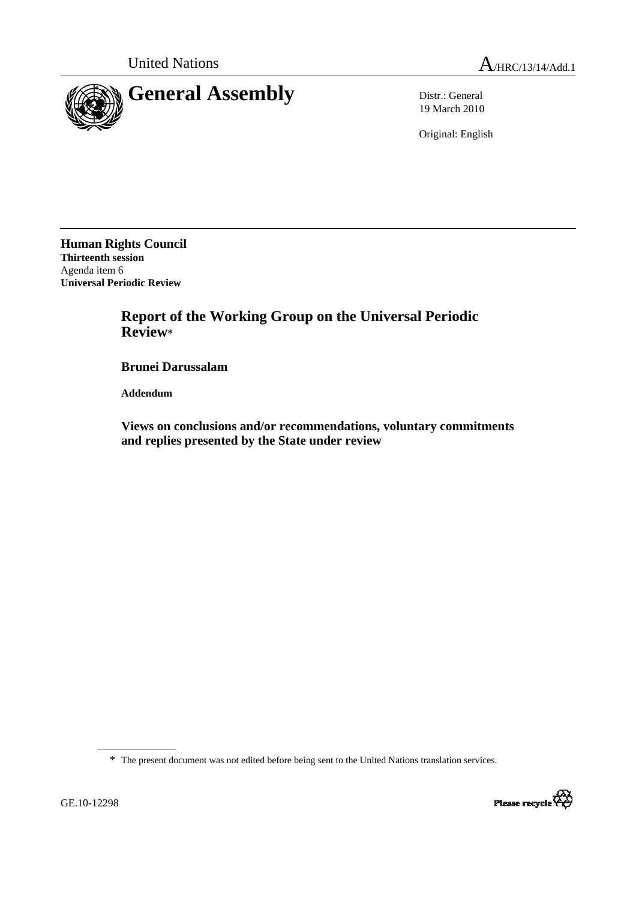United Nations

A/HRC/13/14/Add.1

# General Assembly

Distr.: General
19 March 2010

Original: English

**Human Rights Council**
**Thirteenth session**
Agenda item 6
**Universal Periodic Review**

## Report of the Working Group on the Universal Periodic Review*

### Brunei Darussalam

**Addendum**

### Views on conclusions and/or recommendations, voluntary commitments and replies presented by the State under review

\* The present document was not edited before being sent to the United Nations translation services.

GE.10-12298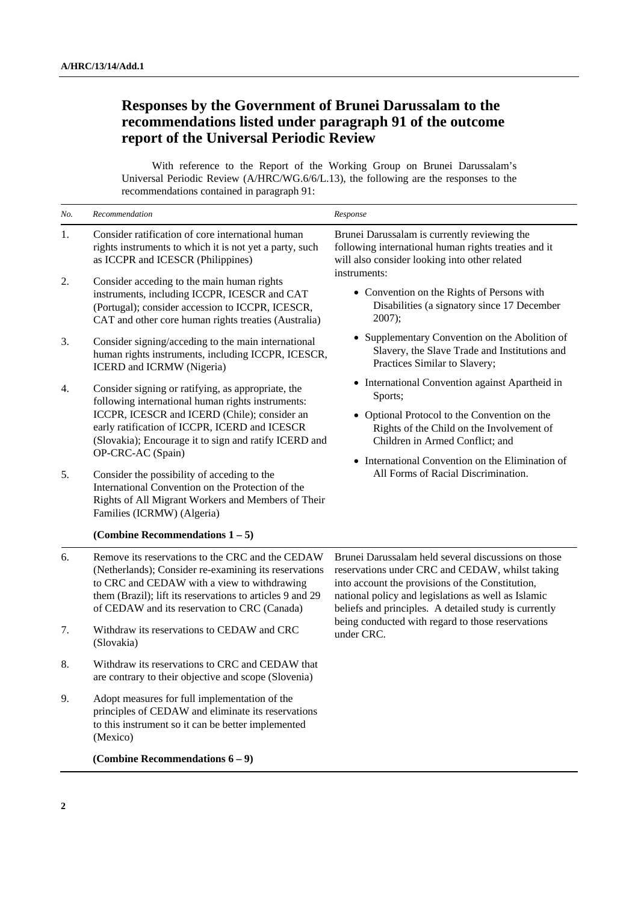## Responses by the Government of Brunei Darussalam to the recommendations listed under paragraph 91 of the outcome report of the Universal Periodic Review

With reference to the Report of the Working Group on Brunei Darussalam's Universal Periodic Review (A/HRC/WG.6/6/L.13), the following are the responses to the recommendations contained in paragraph 91:

| *No.* | *Recommendation* | *Response* |
|---|---|---|
| 1. | Consider ratification of core international human rights instruments to which it is not yet a party, such as ICCPR and ICESCR (Philippines) | Brunei Darussalam is currently reviewing the following international human rights treaties and it will also consider looking into other related instruments:<br>• Convention on the Rights of Persons with Disabilities (a signatory since 17 December 2007);<br>• Supplementary Convention on the Abolition of Slavery, the Slave Trade and Institutions and Practices Similar to Slavery;<br>• International Convention against Apartheid in Sports;<br>• Optional Protocol to the Convention on the Rights of the Child on the Involvement of Children in Armed Conflict; and<br>• International Convention on the Elimination of All Forms of Racial Discrimination. |
| 2. | Consider acceding to the main human rights instruments, including ICCPR, ICESCR and CAT (Portugal); consider accession to ICCPR, ICESCR, CAT and other core human rights treaties (Australia) | |
| 3. | Consider signing/acceding to the main international human rights instruments, including ICCPR, ICESCR, ICERD and ICRMW (Nigeria) | |
| 4. | Consider signing or ratifying, as appropriate, the following international human rights instruments: ICCPR, ICESCR and ICERD (Chile); consider an early ratification of ICCPR, ICERD and ICESCR (Slovakia); Encourage it to sign and ratify ICERD and OP-CRC-AC (Spain) | |
| 5. | Consider the possibility of acceding to the International Convention on the Protection of the Rights of All Migrant Workers and Members of Their Families (ICRMW) (Algeria) | |
| | **(Combine Recommendations 1 – 5)** | |
| 6. | Remove its reservations to the CRC and the CEDAW (Netherlands); Consider re-examining its reservations to CRC and CEDAW with a view to withdrawing them (Brazil); lift its reservations to articles 9 and 29 of CEDAW and its reservation to CRC (Canada) | Brunei Darussalam held several discussions on those reservations under CRC and CEDAW, whilst taking into account the provisions of the Constitution, national policy and legislations as well as Islamic beliefs and principles. A detailed study is currently being conducted with regard to those reservations under CRC. |
| 7. | Withdraw its reservations to CEDAW and CRC (Slovakia) | |
| 8. | Withdraw its reservations to CRC and CEDAW that are contrary to their objective and scope (Slovenia) | |
| 9. | Adopt measures for full implementation of the principles of CEDAW and eliminate its reservations to this instrument so it can be better implemented (Mexico) | |
| | **(Combine Recommendations 6 – 9)** | |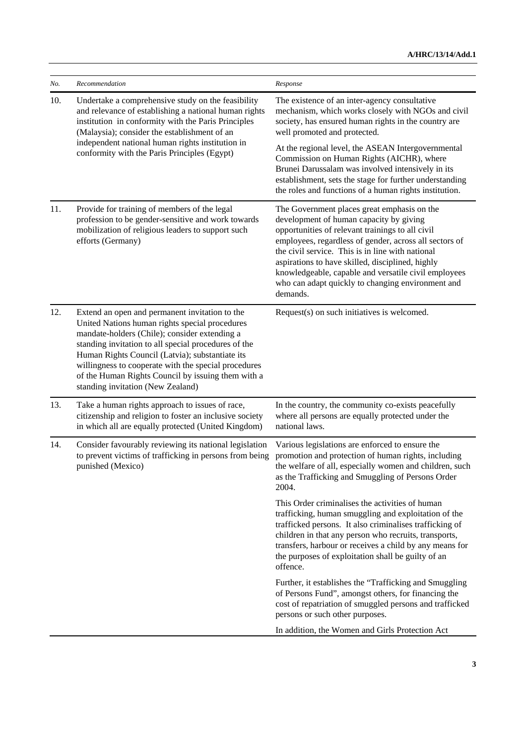| No. | Recommendation | Response |
| --- | --- | --- |
| 10. | Undertake a comprehensive study on the feasibility and relevance of establishing a national human rights institution in conformity with the Paris Principles (Malaysia); consider the establishment of an independent national human rights institution in conformity with the Paris Principles (Egypt) | The existence of an inter-agency consultative mechanism, which works closely with NGOs and civil society, has ensured human rights in the country are well promoted and protected.<br><br>At the regional level, the ASEAN Intergovernmental Commission on Human Rights (AICHR), where Brunei Darussalam was involved intensively in its establishment, sets the stage for further understanding the roles and functions of a human rights institution. |
| 11. | Provide for training of members of the legal profession to be gender-sensitive and work towards mobilization of religious leaders to support such efforts (Germany) | The Government places great emphasis on the development of human capacity by giving opportunities of relevant trainings to all civil employees, regardless of gender, across all sectors of the civil service. This is in line with national aspirations to have skilled, disciplined, highly knowledgeable, capable and versatile civil employees who can adapt quickly to changing environment and demands. |
| 12. | Extend an open and permanent invitation to the United Nations human rights special procedures mandate-holders (Chile); consider extending a standing invitation to all special procedures of the Human Rights Council (Latvia); substantiate its willingness to cooperate with the special procedures of the Human Rights Council by issuing them with a standing invitation (New Zealand) | Request(s) on such initiatives is welcomed. |
| 13. | Take a human rights approach to issues of race, citizenship and religion to foster an inclusive society in which all are equally protected (United Kingdom) | In the country, the community co-exists peacefully where all persons are equally protected under the national laws. |
| 14. | Consider favourably reviewing its national legislation to prevent victims of trafficking in persons from being punished (Mexico) | Various legislations are enforced to ensure the promotion and protection of human rights, including the welfare of all, especially women and children, such as the Trafficking and Smuggling of Persons Order 2004.<br><br>This Order criminalises the activities of human trafficking, human smuggling and exploitation of the trafficked persons. It also criminalises trafficking of children in that any person who recruits, transports, transfers, harbour or receives a child by any means for the purposes of exploitation shall be guilty of an offence.<br><br>Further, it establishes the "Trafficking and Smuggling of Persons Fund", amongst others, for financing the cost of repatriation of smuggled persons and trafficked persons or such other purposes.<br><br>In addition, the Women and Girls Protection Act |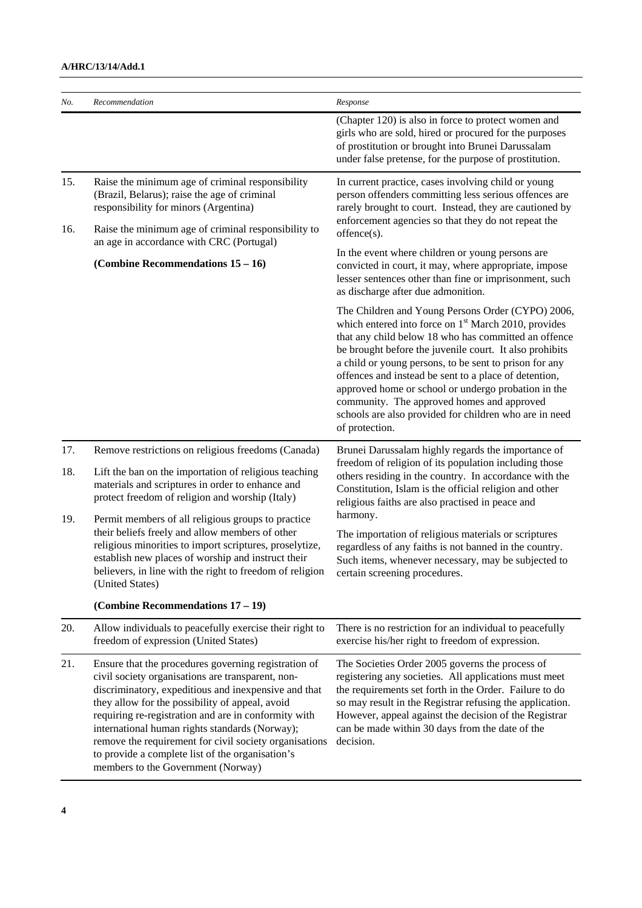| No. | Recommendation | Response |
|---|---|---|
| | | (Chapter 120) is also in force to protect women and girls who are sold, hired or procured for the purposes of prostitution or brought into Brunei Darussalam under false pretense, for the purpose of prostitution. |
| 15. | Raise the minimum age of criminal responsibility (Brazil, Belarus); raise the age of criminal responsibility for minors (Argentina) | In current practice, cases involving child or young person offenders committing less serious offences are rarely brought to court. Instead, they are cautioned by enforcement agencies so that they do not repeat the offence(s). |
| 16. | Raise the minimum age of criminal responsibility to an age in accordance with CRC (Portugal)<br><br>**(Combine Recommendations 15 – 16)** | In the event where children or young persons are convicted in court, it may, where appropriate, impose lesser sentences other than fine or imprisonment, such as discharge after due admonition.<br><br>The Children and Young Persons Order (CYPO) 2006, which entered into force on 1st March 2010, provides that any child below 18 who has committed an offence be brought before the juvenile court. It also prohibits a child or young persons, to be sent to prison for any offences and instead be sent to a place of detention, approved home or school or undergo probation in the community. The approved homes and approved schools are also provided for children who are in need of protection. |
| 17. | Remove restrictions on religious freedoms (Canada) | Brunei Darussalam highly regards the importance of freedom of religion of its population including those others residing in the country. In accordance with the Constitution, Islam is the official religion and other religious faiths are also practised in peace and harmony. |
| 18. | Lift the ban on the importation of religious teaching materials and scriptures in order to enhance and protect freedom of religion and worship (Italy) | |
| 19. | Permit members of all religious groups to practice their beliefs freely and allow members of other religious minorities to import scriptures, proselytize, establish new places of worship and instruct their believers, in line with the right to freedom of religion (United States)<br><br>**(Combine Recommendations 17 – 19)** | The importation of religious materials or scriptures regardless of any faiths is not banned in the country. Such items, whenever necessary, may be subjected to certain screening procedures. |
| 20. | Allow individuals to peacefully exercise their right to freedom of expression (United States) | There is no restriction for an individual to peacefully exercise his/her right to freedom of expression. |
| 21. | Ensure that the procedures governing registration of civil society organisations are transparent, non-discriminatory, expeditious and inexpensive and that they allow for the possibility of appeal, avoid requiring re-registration and are in conformity with international human rights standards (Norway); remove the requirement for civil society organisations to provide a complete list of the organisation's members to the Government (Norway) | The Societies Order 2005 governs the process of registering any societies. All applications must meet the requirements set forth in the Order. Failure to do so may result in the Registrar refusing the application. However, appeal against the decision of the Registrar can be made within 30 days from the date of the decision. |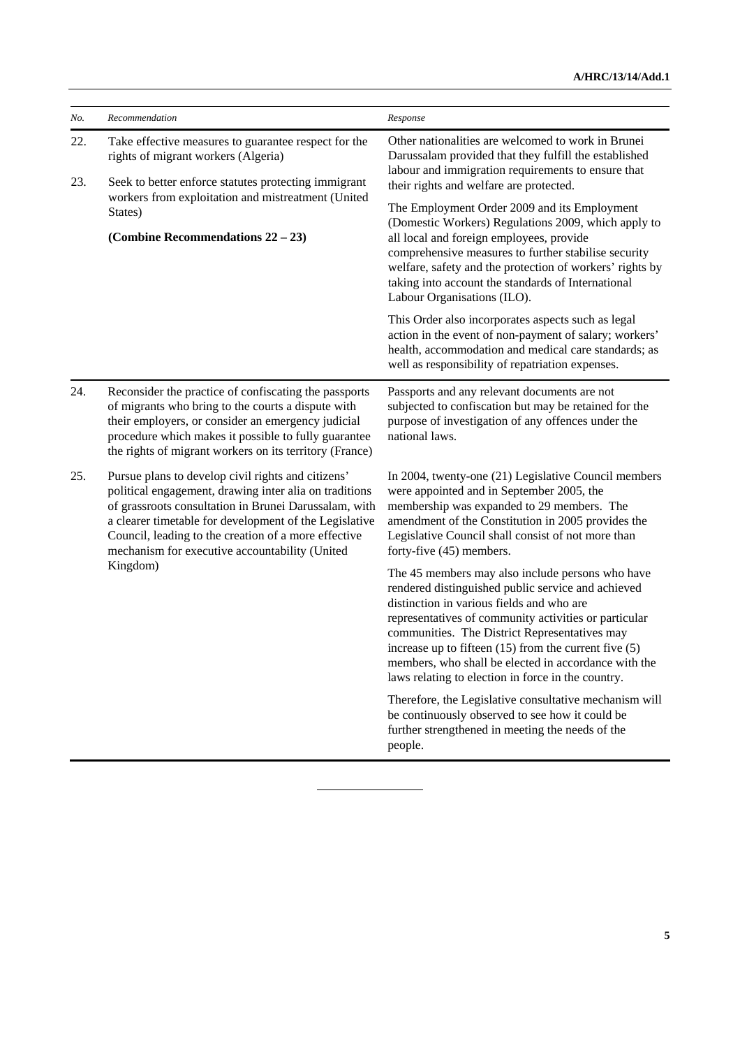| No. | Recommendation | Response |
|---|---|---|
| 22. | Take effective measures to guarantee respect for the rights of migrant workers (Algeria) | Other nationalities are welcomed to work in Brunei Darussalam provided that they fulfill the established labour and immigration requirements to ensure that their rights and welfare are protected. |
| 23. | Seek to better enforce statutes protecting immigrant workers from exploitation and mistreatment (United States)<br><br>**(Combine Recommendations 22 – 23)** | The Employment Order 2009 and its Employment (Domestic Workers) Regulations 2009, which apply to all local and foreign employees, provide comprehensive measures to further stabilise security welfare, safety and the protection of workers' rights by taking into account the standards of International Labour Organisations (ILO).<br><br>This Order also incorporates aspects such as legal action in the event of non-payment of salary; workers' health, accommodation and medical care standards; as well as responsibility of repatriation expenses. |
| 24. | Reconsider the practice of confiscating the passports of migrants who bring to the courts a dispute with their employers, or consider an emergency judicial procedure which makes it possible to fully guarantee the rights of migrant workers on its territory (France) | Passports and any relevant documents are not subjected to confiscation but may be retained for the purpose of investigation of any offences under the national laws. |
| 25. | Pursue plans to develop civil rights and citizens' political engagement, drawing inter alia on traditions of grassroots consultation in Brunei Darussalam, with a clearer timetable for development of the Legislative Council, leading to the creation of a more effective mechanism for executive accountability (United Kingdom) | In 2004, twenty-one (21) Legislative Council members were appointed and in September 2005, the membership was expanded to 29 members. The amendment of the Constitution in 2005 provides the Legislative Council shall consist of not more than forty-five (45) members.<br><br>The 45 members may also include persons who have rendered distinguished public service and achieved distinction in various fields and who are representatives of community activities or particular communities. The District Representatives may increase up to fifteen (15) from the current five (5) members, who shall be elected in accordance with the laws relating to election in force in the country.<br><br>Therefore, the Legislative consultative mechanism will be continuously observed to see how it could be further strengthened in meeting the needs of the people. |